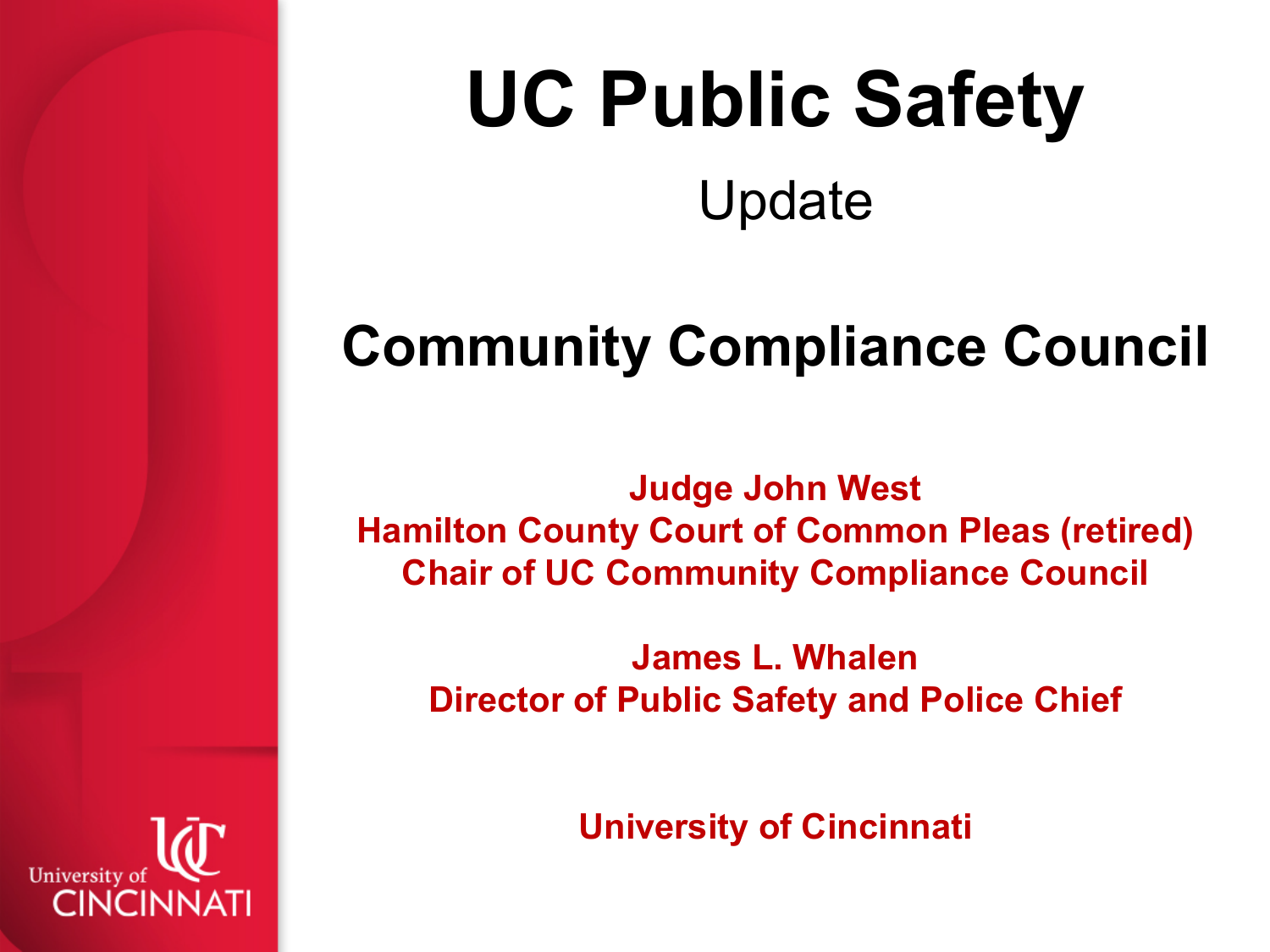# UC Public Safety

Update

## Community Compliance Council

**Judge John West**
**Hamilton County Court of Common Pleas (retired)**
**Chair of UC Community Compliance Council**

**James L. Whalen**
**Director of Public Safety and Police Chief**

**University of Cincinnati**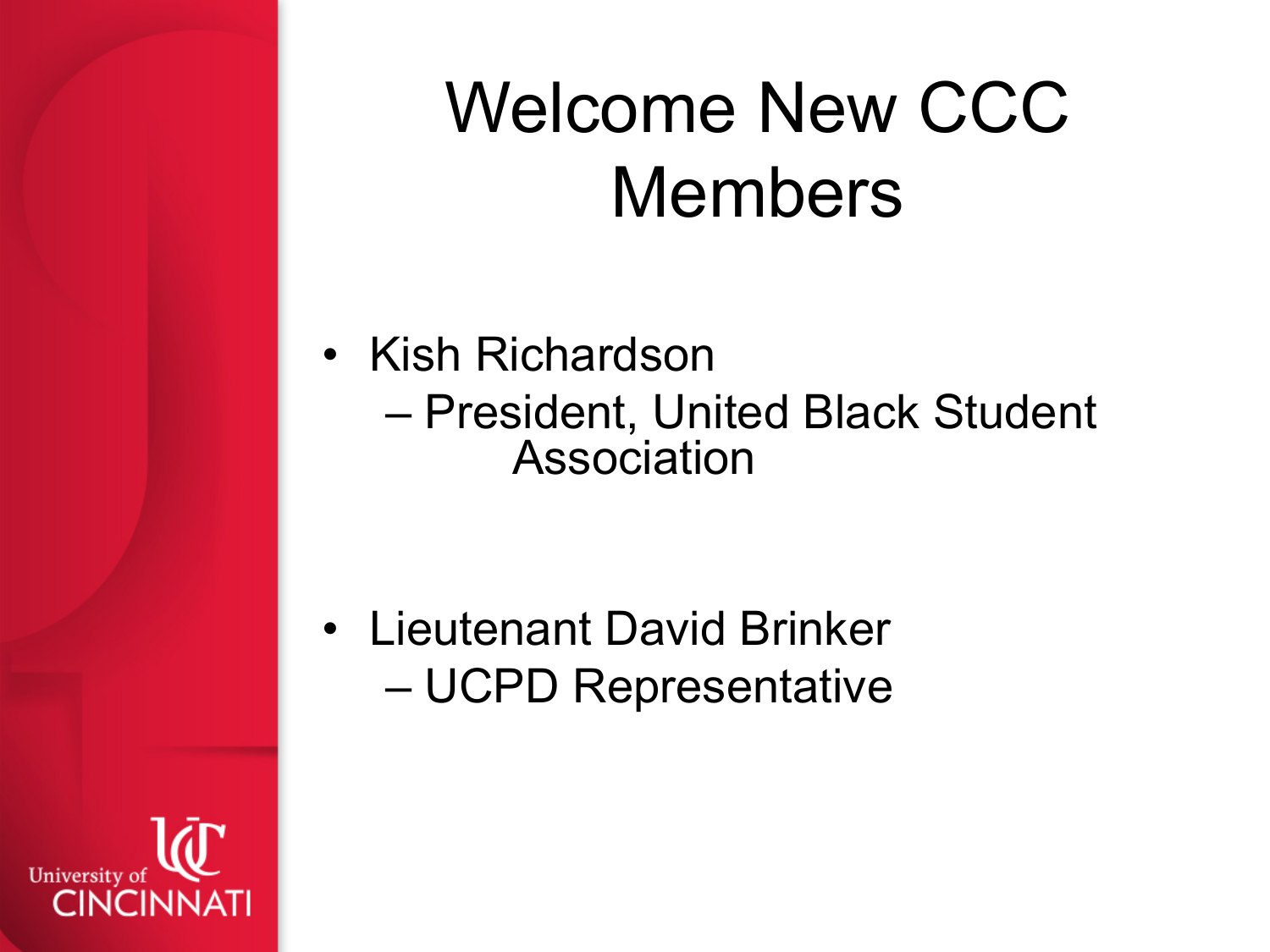# Welcome New CCC Members

- Kish Richardson
  - President, United Black Student Association
- Lieutenant David Brinker
  - UCPD Representative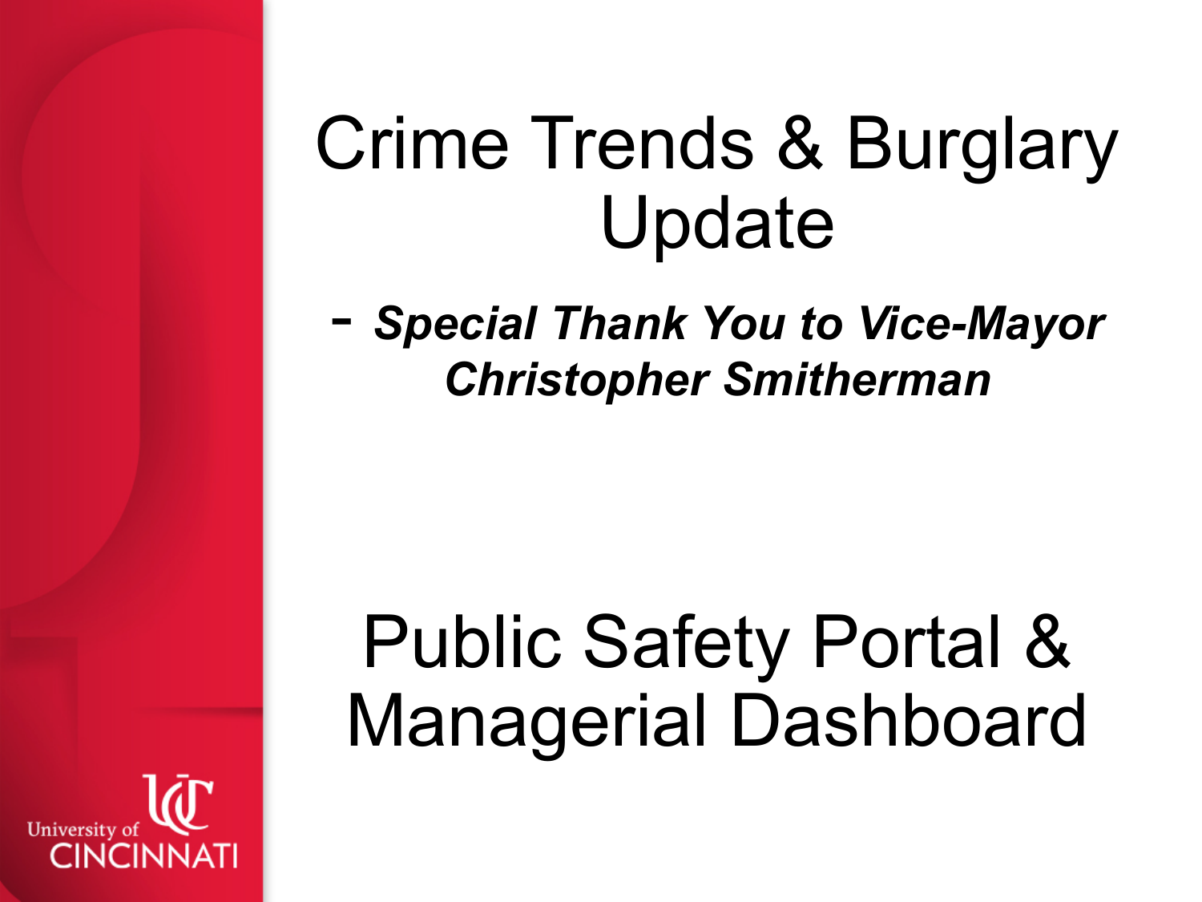# Crime Trends & Burglary Update

- ***Special Thank You to Vice-Mayor Christopher Smitherman***

# Public Safety Portal & Managerial Dashboard

University of CINCINNATI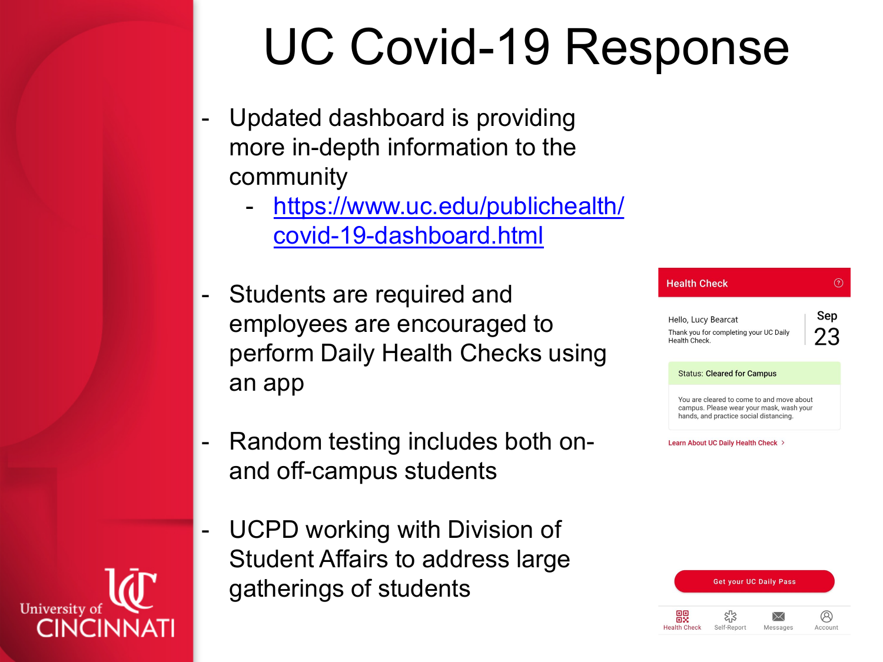# UC Covid-19 Response

- Updated dashboard is providing more in-depth information to the community
  - https://www.uc.edu/publichealth/covid-19-dashboard.html
- Students are required and employees are encouraged to perform Daily Health Checks using an app
- Random testing includes both on- and off-campus students
- UCPD working with Division of Student Affairs to address large gatherings of students

Health Check

Hello, Lucy Bearcat

Thank you for completing your UC Daily Health Check.

Sep 23

Status: Cleared for Campus

You are cleared to come to and move about campus. Please wear your mask, wash your hands, and practice social distancing.

Learn About UC Daily Health Check >

Get your UC Daily Pass

Health Check | Self-Report | Messages | Account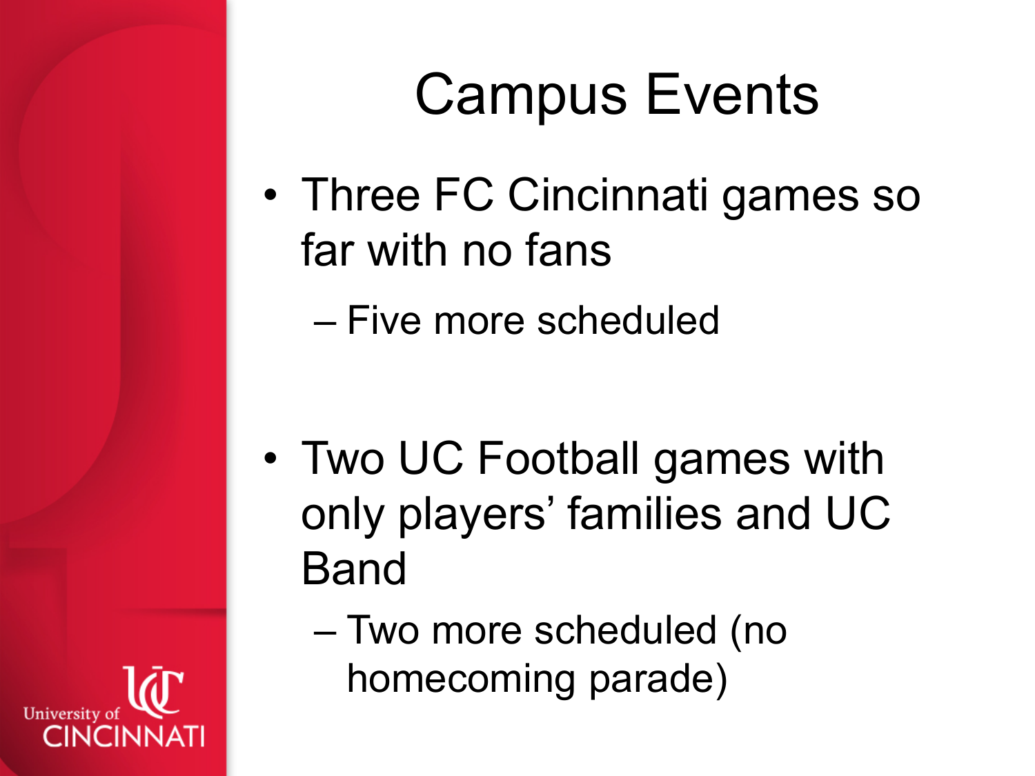# Campus Events

- Three FC Cincinnati games so far with no fans
  - Five more scheduled

- Two UC Football games with only players' families and UC Band
  - Two more scheduled (no homecoming parade)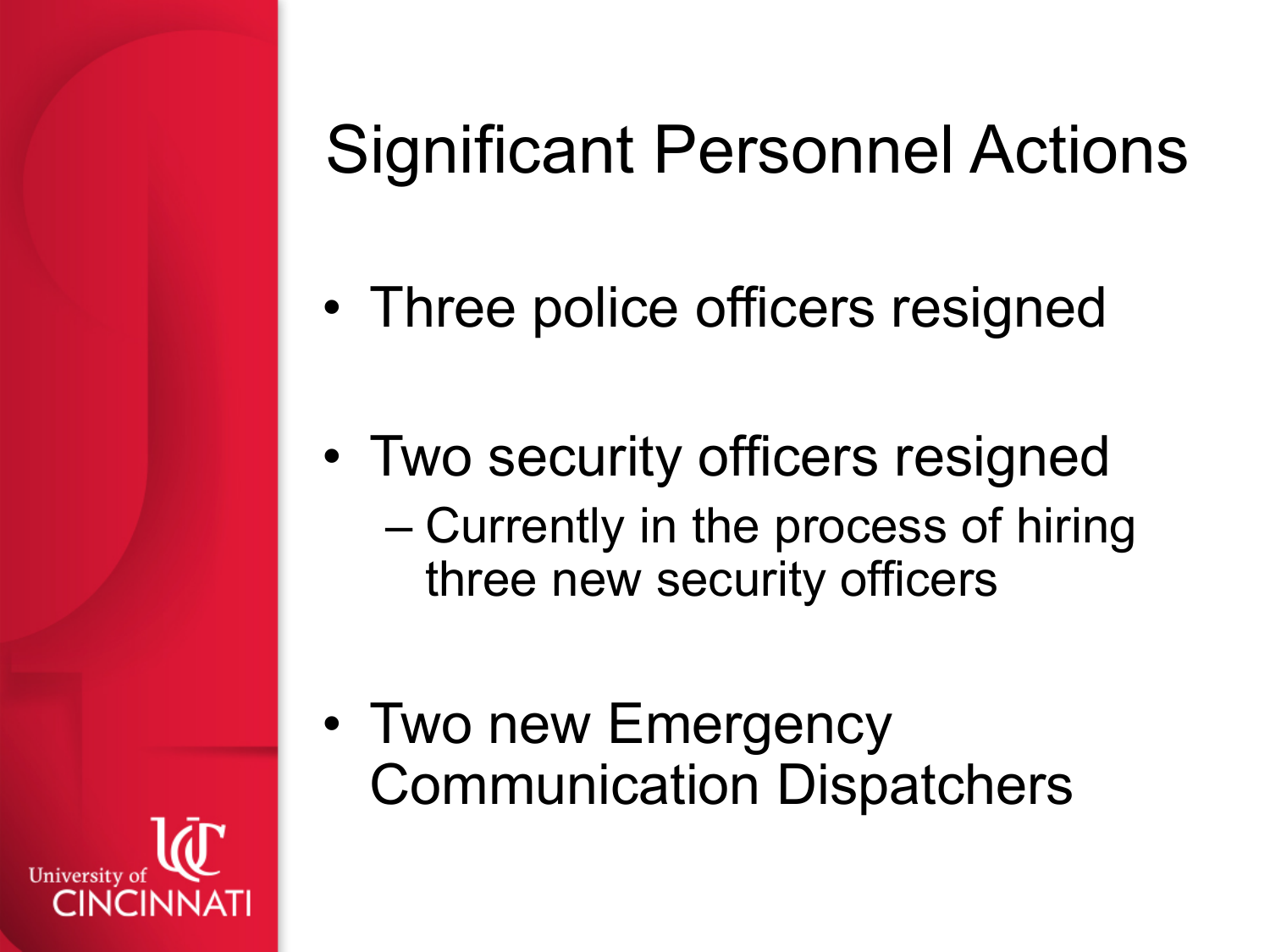# Significant Personnel Actions

- Three police officers resigned
- Two security officers resigned
  - Currently in the process of hiring three new security officers
- Two new Emergency Communication Dispatchers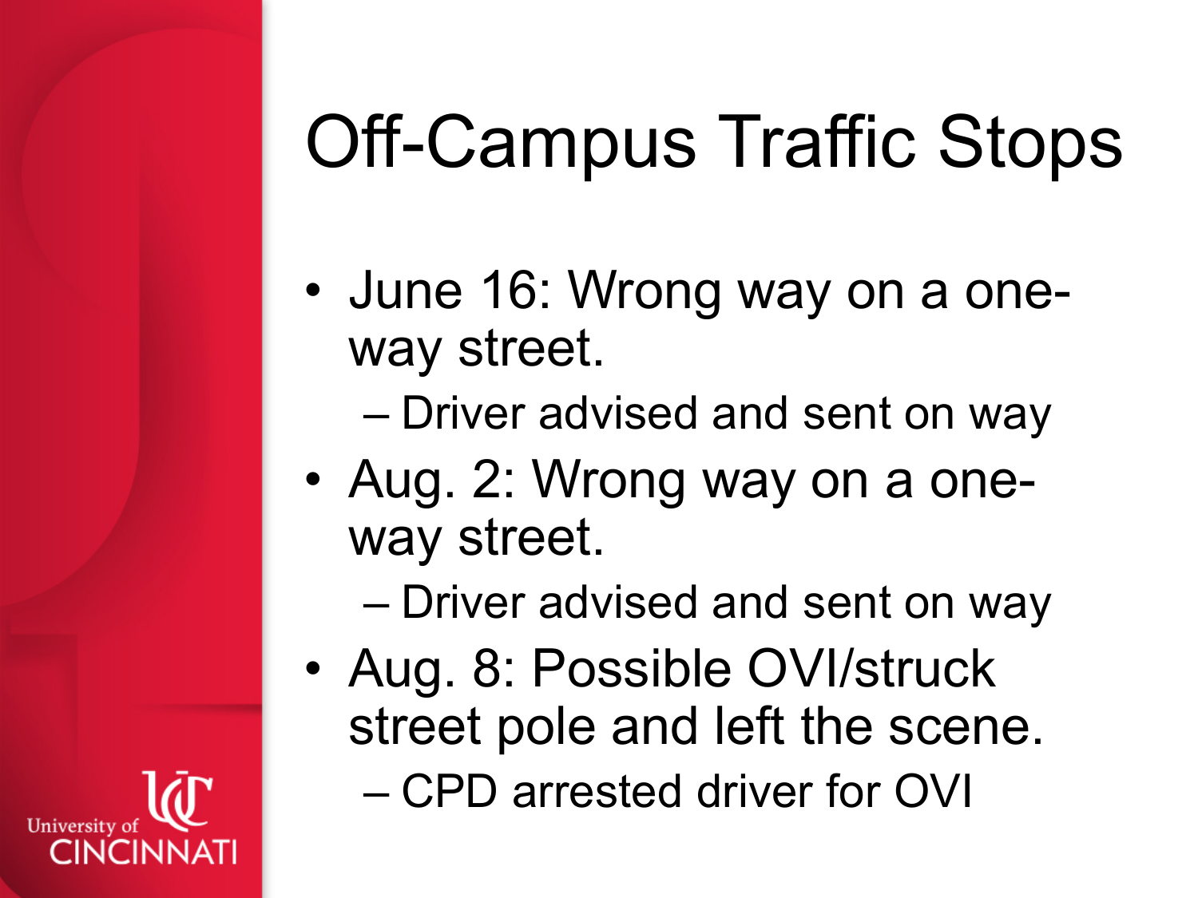# Off-Campus Traffic Stops

- June 16: Wrong way on a one-way street.
  - Driver advised and sent on way
- Aug. 2: Wrong way on a one-way street.
  - Driver advised and sent on way
- Aug. 8: Possible OVI/struck street pole and left the scene.
  - CPD arrested driver for OVI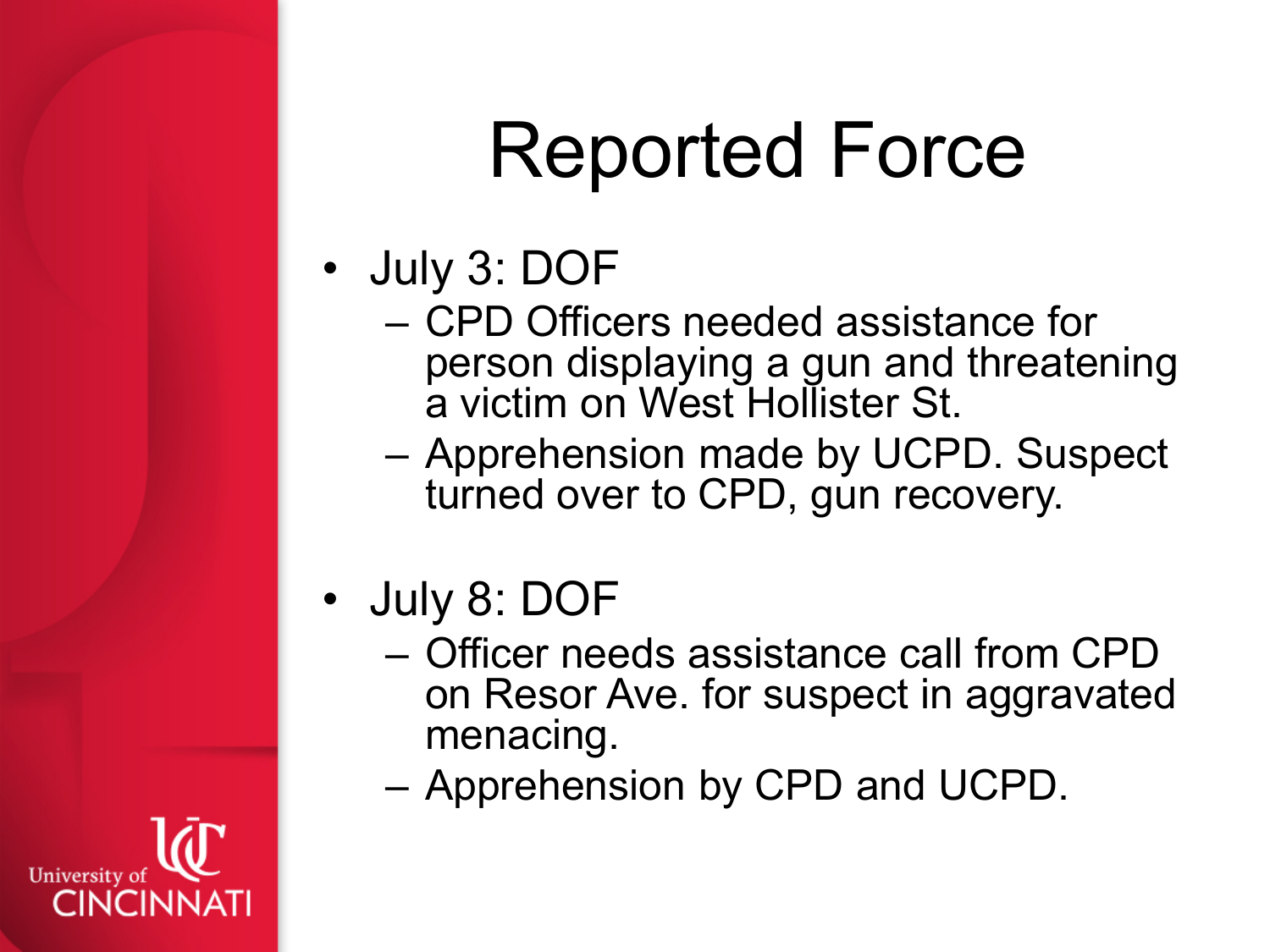# Reported Force

- July 3: DOF
  - CPD Officers needed assistance for person displaying a gun and threatening a victim on West Hollister St.
  - Apprehension made by UCPD. Suspect turned over to CPD, gun recovery.

- July 8: DOF
  - Officer needs assistance call from CPD on Resor Ave. for suspect in aggravated menacing.
  - Apprehension by CPD and UCPD.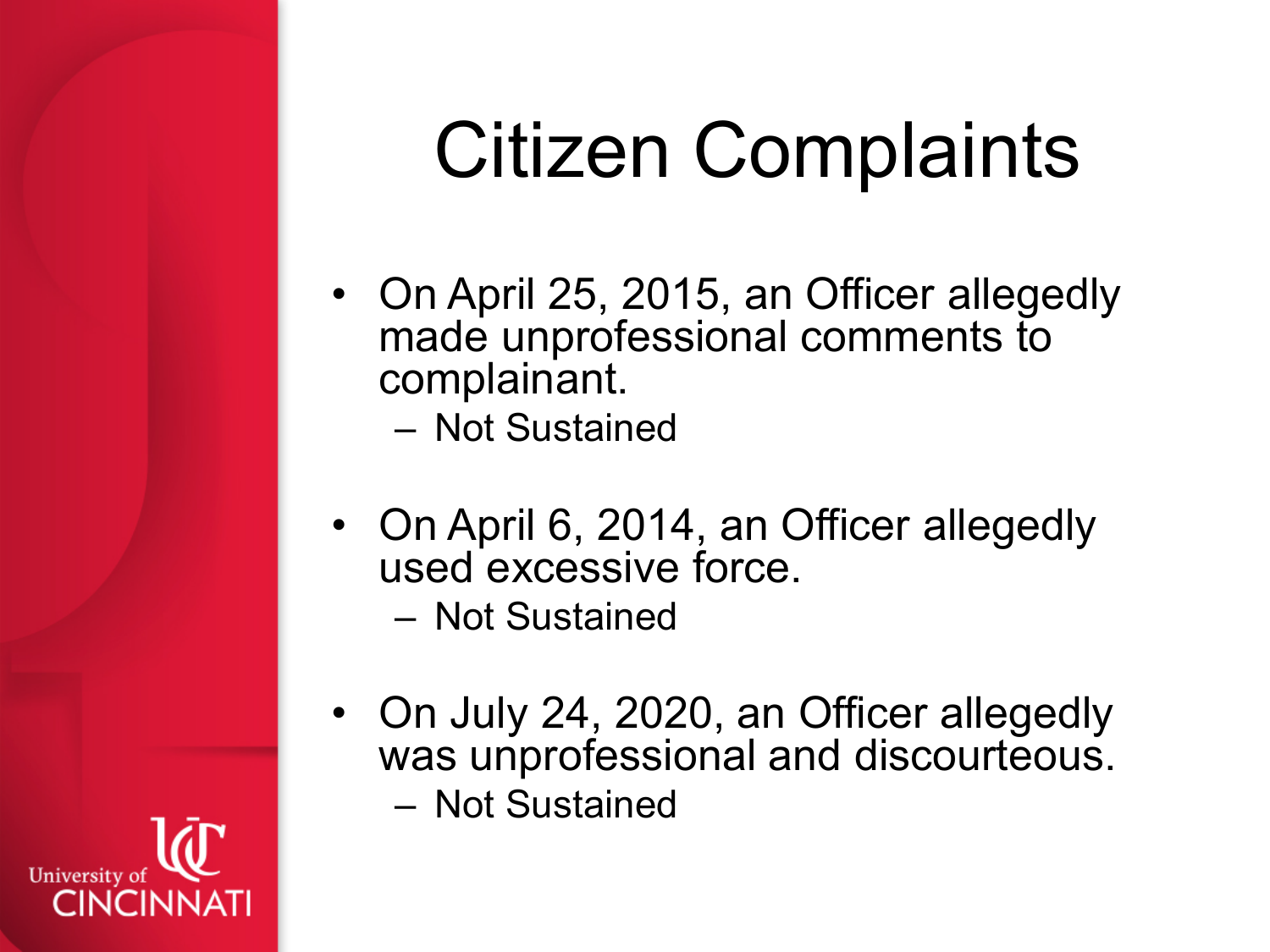# Citizen Complaints

- On April 25, 2015, an Officer allegedly made unprofessional comments to complainant.
  - Not Sustained
- On April 6, 2014, an Officer allegedly used excessive force.
  - Not Sustained
- On July 24, 2020, an Officer allegedly was unprofessional and discourteous.
  - Not Sustained

University of CINCINNATI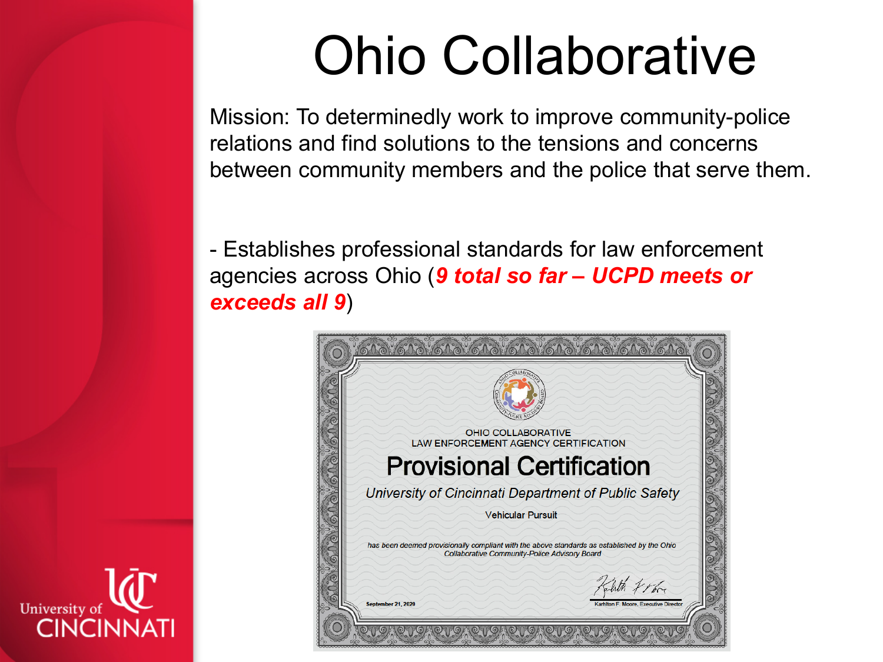# Ohio Collaborative

Mission: To determinedly work to improve community-police relations and find solutions to the tensions and concerns between community members and the police that serve them.

- Establishes professional standards for law enforcement agencies across Ohio (***9 total so far – UCPD meets or exceeds all 9***)

OHIO COLLABORATIVE
LAW ENFORCEMENT AGENCY CERTIFICATION

## Provisional Certification

*University of Cincinnati Department of Public Safety*

Vehicular Pursuit

*has been deemed provisionally compliant with the above standards as established by the Ohio Collaborative Community-Police Advisory Board*

September 21, 2020

Karhlton F. Moore, Executive Director